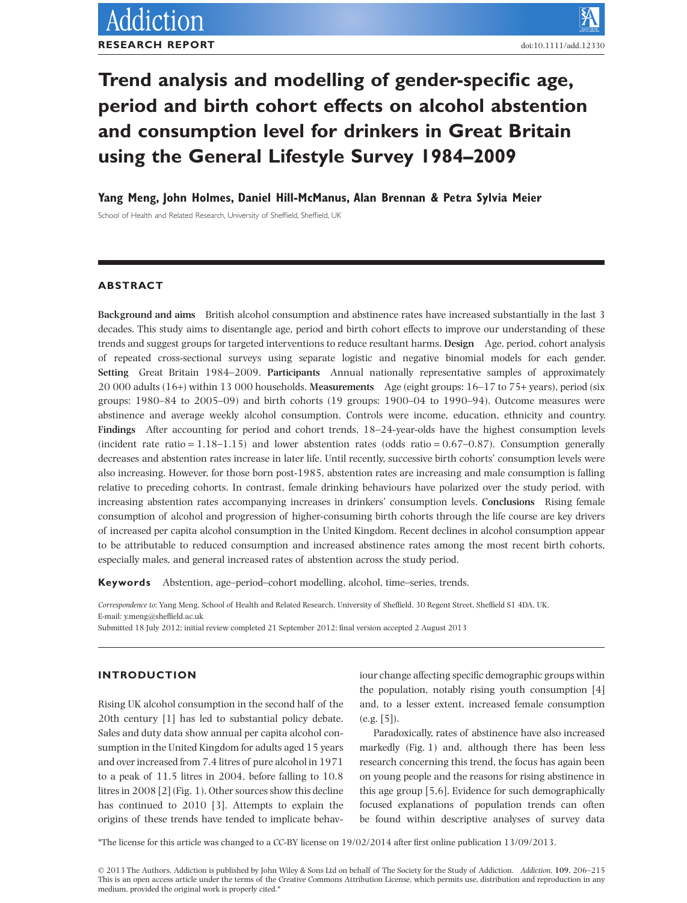**RESEARCH REPORT**

doi:10.1111/add.12330

# Trend analysis and modelling of gender-specific age, period and birth cohort effects on alcohol abstention and consumption level for drinkers in Great Britain using the General Lifestyle Survey 1984–2009

**Yang Meng, John Holmes, Daniel Hill-McManus, Alan Brennan & Petra Sylvia Meier**

School of Health and Related Research, University of Sheffield, Sheffield, UK

## ABSTRACT

**Background and aims** British alcohol consumption and abstinence rates have increased substantially in the last 3 decades. This study aims to disentangle age, period and birth cohort effects to improve our understanding of these trends and suggest groups for targeted interventions to reduce resultant harms. **Design** Age, period, cohort analysis of repeated cross-sectional surveys using separate logistic and negative binomial models for each gender. **Setting** Great Britain 1984–2009. **Participants** Annual nationally representative samples of approximately 20 000 adults (16+) within 13 000 households. **Measurements** Age (eight groups: 16–17 to 75+ years), period (six groups: 1980–84 to 2005–09) and birth cohorts (19 groups: 1900–04 to 1990–94). Outcome measures were abstinence and average weekly alcohol consumption. Controls were income, education, ethnicity and country. **Findings** After accounting for period and cohort trends, 18–24-year-olds have the highest consumption levels (incident rate ratio = 1.18–1.15) and lower abstention rates (odds ratio = 0.67–0.87). Consumption generally decreases and abstention rates increase in later life. Until recently, successive birth cohorts' consumption levels were also increasing. However, for those born post-1985, abstention rates are increasing and male consumption is falling relative to preceding cohorts. In contrast, female drinking behaviours have polarized over the study period, with increasing abstention rates accompanying increases in drinkers' consumption levels. **Conclusions** Rising female consumption of alcohol and progression of higher-consuming birth cohorts through the life course are key drivers of increased per capita alcohol consumption in the United Kingdom. Recent declines in alcohol consumption appear to be attributable to reduced consumption and increased abstinence rates among the most recent birth cohorts, especially males, and general increased rates of abstention across the study period.

**Keywords** Abstention, age–period–cohort modelling, alcohol, time–series, trends.

*Correspondence to:* Yang Meng, School of Health and Related Research, University of Sheffield, 30 Regent Street, Sheffield S1 4DA, UK. E-mail: y.meng@sheffield.ac.uk

Submitted 18 July 2012; initial review completed 21 September 2012; final version accepted 2 August 2013

## INTRODUCTION

Rising UK alcohol consumption in the second half of the 20th century [1] has led to substantial policy debate. Sales and duty data show annual per capita alcohol consumption in the United Kingdom for adults aged 15 years and over increased from 7.4 litres of pure alcohol in 1971 to a peak of 11.5 litres in 2004, before falling to 10.8 litres in 2008 [2] (Fig. 1). Other sources show this decline has continued to 2010 [3]. Attempts to explain the origins of these trends have tended to implicate behaviour change affecting specific demographic groups within the population, notably rising youth consumption [4] and, to a lesser extent, increased female consumption (e.g. [5]).

Paradoxically, rates of abstinence have also increased markedly (Fig. 1) and, although there has been less research concerning this trend, the focus has again been on young people and the reasons for rising abstinence in this age group [5,6]. Evidence for such demographically focused explanations of population trends can often be found within descriptive analyses of survey data

*The license for this article was changed to a CC-BY license on 19/02/2014 after first online publication 13/09/2013.

© 2013 The Authors. Addiction is published by John Wiley & Sons Ltd on behalf of The Society for the Study of Addiction. This is an open access article under the terms of the Creative Commons Attribution License, which permits use, distribution and reproduction in any medium, provided the original work is properly cited.*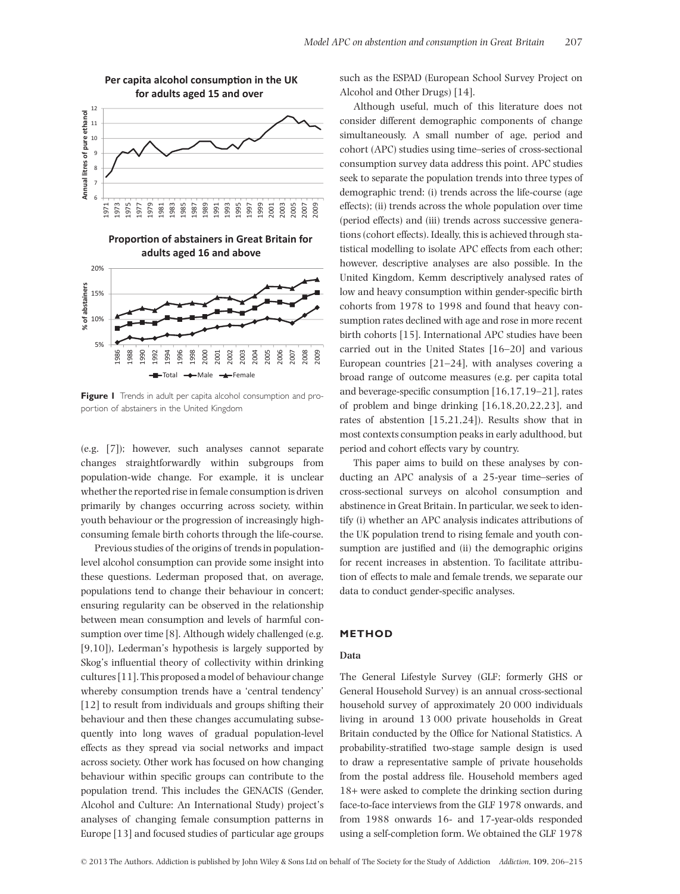**Figure 1** Trends in adult per capita alcohol consumption and proportion of abstainers in the United Kingdom

(e.g. [7]); however, such analyses cannot separate changes straightforwardly within subgroups from population-wide change. For example, it is unclear whether the reported rise in female consumption is driven primarily by changes occurring across society, within youth behaviour or the progression of increasingly high-consuming female birth cohorts through the life-course.

Previous studies of the origins of trends in population-level alcohol consumption can provide some insight into these questions. Lederman proposed that, on average, populations tend to change their behaviour in concert; ensuring regularity can be observed in the relationship between mean consumption and levels of harmful consumption over time [8]. Although widely challenged (e.g. [9,10]), Lederman's hypothesis is largely supported by Skog's influential theory of collectivity within drinking cultures [11]. This proposed a model of behaviour change whereby consumption trends have a 'central tendency' [12] to result from individuals and groups shifting their behaviour and then these changes accumulating subsequently into long waves of gradual population-level effects as they spread via social networks and impact across society. Other work has focused on how changing behaviour within specific groups can contribute to the population trend. This includes the GENACIS (Gender, Alcohol and Culture: An International Study) project's analyses of changing female consumption patterns in Europe [13] and focused studies of particular age groups such as the ESPAD (European School Survey Project on Alcohol and Other Drugs) [14].

Although useful, much of this literature does not consider different demographic components of change simultaneously. A small number of age, period and cohort (APC) studies using time–series of cross-sectional consumption survey data address this point. APC studies seek to separate the population trends into three types of demographic trend: (i) trends across the life-course (age effects); (ii) trends across the whole population over time (period effects) and (iii) trends across successive generations (cohort effects). Ideally, this is achieved through statistical modelling to isolate APC effects from each other; however, descriptive analyses are also possible. In the United Kingdom, Kemm descriptively analysed rates of low and heavy consumption within gender-specific birth cohorts from 1978 to 1998 and found that heavy consumption rates declined with age and rose in more recent birth cohorts [15]. International APC studies have been carried out in the United States [16–20] and various European countries [21–24], with analyses covering a broad range of outcome measures (e.g. per capita total and beverage-specific consumption [16,17,19–21], rates of problem and binge drinking [16,18,20,22,23], and rates of abstention [15,21,24]). Results show that in most contexts consumption peaks in early adulthood, but period and cohort effects vary by country.

This paper aims to build on these analyses by conducting an APC analysis of a 25-year time–series of cross-sectional surveys on alcohol consumption and abstinence in Great Britain. In particular, we seek to identify (i) whether an APC analysis indicates attributions of the UK population trend to rising female and youth consumption are justified and (ii) the demographic origins for recent increases in abstention. To facilitate attribution of effects to male and female trends, we separate our data to conduct gender-specific analyses.

## METHOD

### Data

The General Lifestyle Survey (GLF; formerly GHS or General Household Survey) is an annual cross-sectional household survey of approximately 20 000 individuals living in around 13 000 private households in Great Britain conducted by the Office for National Statistics. A probability-stratified two-stage sample design is used to draw a representative sample of private households from the postal address file. Household members aged 18+ were asked to complete the drinking section during face-to-face interviews from the GLF 1978 onwards, and from 1988 onwards 16- and 17-year-olds responded using a self-completion form. We obtained the GLF 1978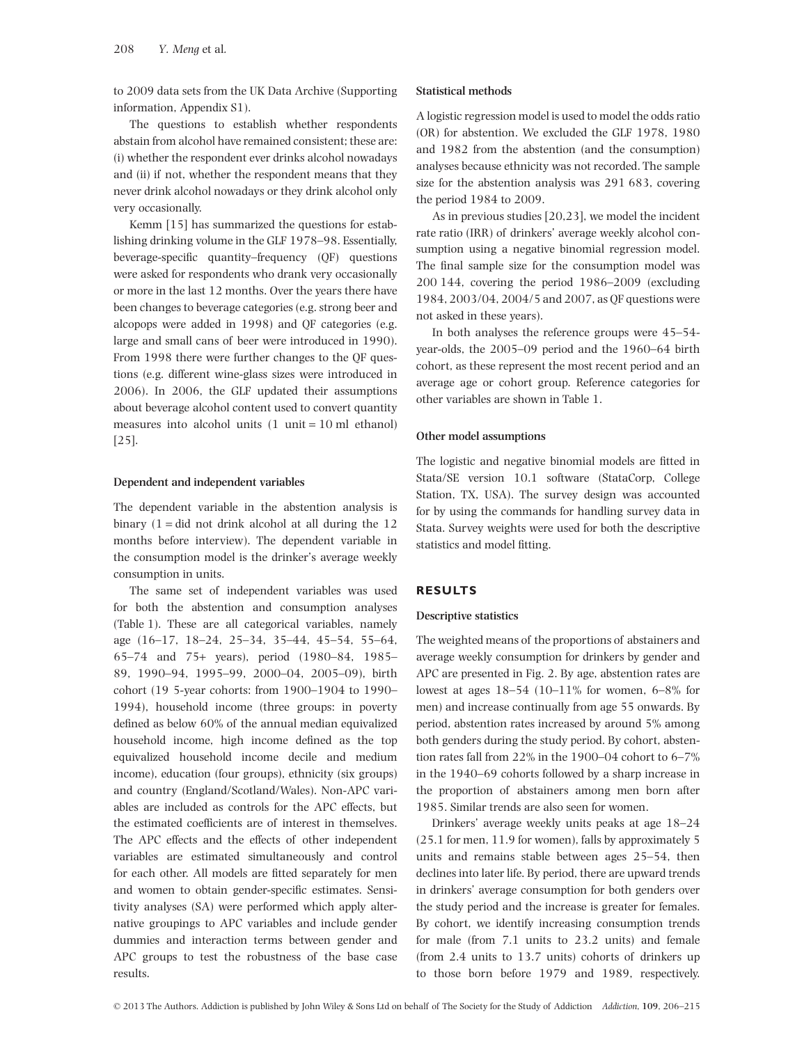to 2009 data sets from the UK Data Archive (Supporting information, Appendix S1).

The questions to establish whether respondents abstain from alcohol have remained consistent; these are: (i) whether the respondent ever drinks alcohol nowadays and (ii) if not, whether the respondent means that they never drink alcohol nowadays or they drink alcohol only very occasionally.

Kemm [15] has summarized the questions for establishing drinking volume in the GLF 1978–98. Essentially, beverage-specific quantity–frequency (QF) questions were asked for respondents who drank very occasionally or more in the last 12 months. Over the years there have been changes to beverage categories (e.g. strong beer and alcopops were added in 1998) and QF categories (e.g. large and small cans of beer were introduced in 1990). From 1998 there were further changes to the QF questions (e.g. different wine-glass sizes were introduced in 2006). In 2006, the GLF updated their assumptions about beverage alcohol content used to convert quantity measures into alcohol units (1 unit = 10 ml ethanol) [25].

#### Dependent and independent variables

The dependent variable in the abstention analysis is binary (1 = did not drink alcohol at all during the 12 months before interview). The dependent variable in the consumption model is the drinker's average weekly consumption in units.

The same set of independent variables was used for both the abstention and consumption analyses (Table 1). These are all categorical variables, namely age (16–17, 18–24, 25–34, 35–44, 45–54, 55–64, 65–74 and 75+ years), period (1980–84, 1985–89, 1990–94, 1995–99, 2000–04, 2005–09), birth cohort (19 5-year cohorts: from 1900–1904 to 1990–1994), household income (three groups: in poverty defined as below 60% of the annual median equivalized household income, high income defined as the top equivalized household income decile and medium income), education (four groups), ethnicity (six groups) and country (England/Scotland/Wales). Non-APC variables are included as controls for the APC effects, but the estimated coefficients are of interest in themselves. The APC effects and the effects of other independent variables are estimated simultaneously and control for each other. All models are fitted separately for men and women to obtain gender-specific estimates. Sensitivity analyses (SA) were performed which apply alternative groupings to APC variables and include gender dummies and interaction terms between gender and APC groups to test the robustness of the base case results.

#### Statistical methods

A logistic regression model is used to model the odds ratio (OR) for abstention. We excluded the GLF 1978, 1980 and 1982 from the abstention (and the consumption) analyses because ethnicity was not recorded. The sample size for the abstention analysis was 291 683, covering the period 1984 to 2009.

As in previous studies [20,23], we model the incident rate ratio (IRR) of drinkers' average weekly alcohol consumption using a negative binomial regression model. The final sample size for the consumption model was 200 144, covering the period 1986–2009 (excluding 1984, 2003/04, 2004/5 and 2007, as QF questions were not asked in these years).

In both analyses the reference groups were 45–54-year-olds, the 2005–09 period and the 1960–64 birth cohort, as these represent the most recent period and an average age or cohort group. Reference categories for other variables are shown in Table 1.

#### Other model assumptions

The logistic and negative binomial models are fitted in Stata/SE version 10.1 software (StataCorp, College Station, TX, USA). The survey design was accounted for by using the commands for handling survey data in Stata. Survey weights were used for both the descriptive statistics and model fitting.

## RESULTS

#### Descriptive statistics

The weighted means of the proportions of abstainers and average weekly consumption for drinkers by gender and APC are presented in Fig. 2. By age, abstention rates are lowest at ages 18–54 (10–11% for women, 6–8% for men) and increase continually from age 55 onwards. By period, abstention rates increased by around 5% among both genders during the study period. By cohort, abstention rates fall from 22% in the 1900–04 cohort to 6–7% in the 1940–69 cohorts followed by a sharp increase in the proportion of abstainers among men born after 1985. Similar trends are also seen for women.

Drinkers' average weekly units peaks at age 18–24 (25.1 for men, 11.9 for women), falls by approximately 5 units and remains stable between ages 25–54, then declines into later life. By period, there are upward trends in drinkers' average consumption for both genders over the study period and the increase is greater for females. By cohort, we identify increasing consumption trends for male (from 7.1 units to 23.2 units) and female (from 2.4 units to 13.7 units) cohorts of drinkers up to those born before 1979 and 1989, respectively.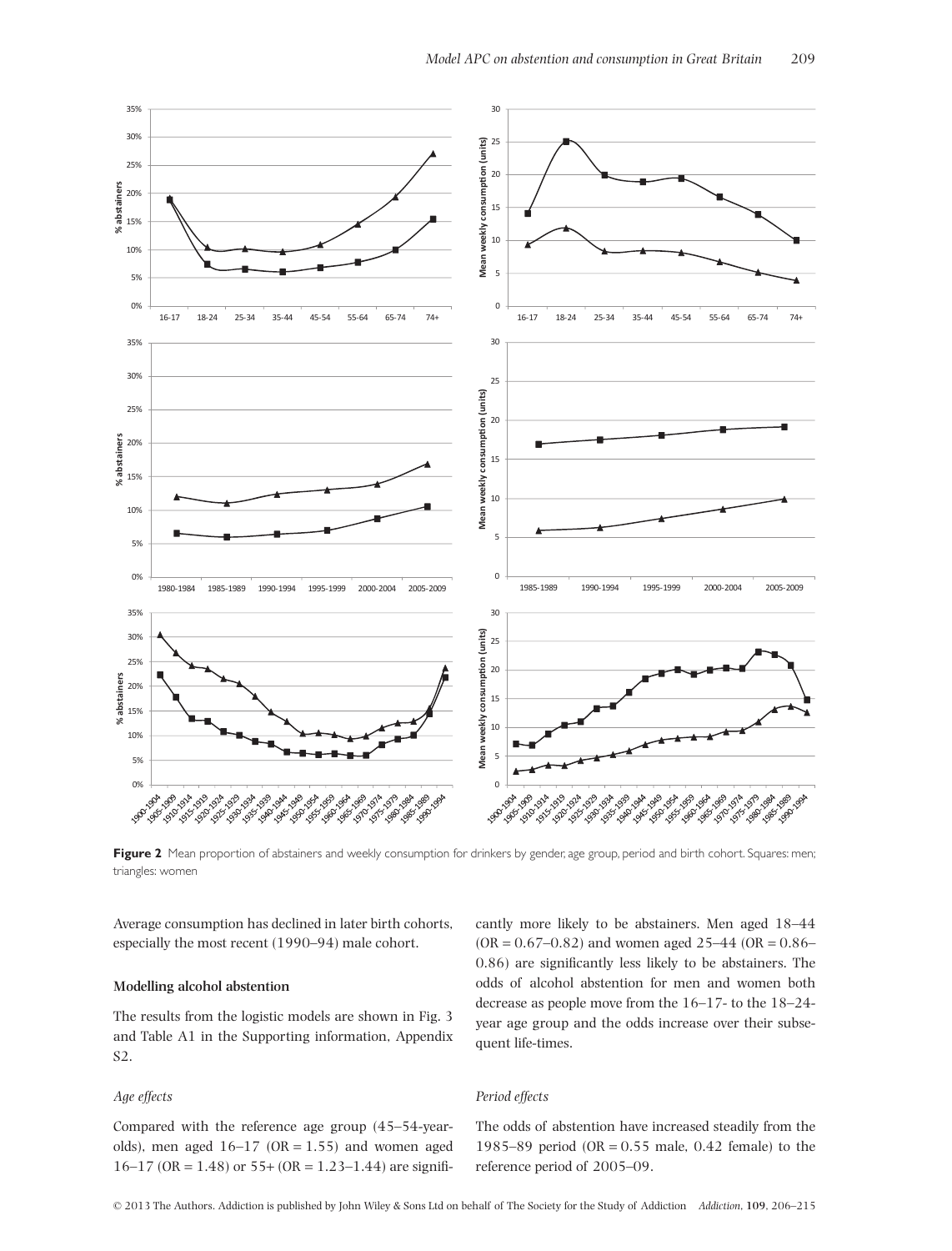**Figure 2** Mean proportion of abstainers and weekly consumption for drinkers by gender, age group, period and birth cohort. Squares: men; triangles: women

Average consumption has declined in later birth cohorts, especially the most recent (1990–94) male cohort.

### Modelling alcohol abstention

The results from the logistic models are shown in Fig. 3 and Table A1 in the Supporting information, Appendix S2.

#### *Age effects*

Compared with the reference age group (45–54-year-olds), men aged 16–17 (OR = 1.55) and women aged 16–17 (OR = 1.48) or 55+ (OR = 1.23–1.44) are significantly more likely to be abstainers. Men aged 18–44 (OR = 0.67–0.82) and women aged 25–44 (OR = 0.86–0.86) are significantly less likely to be abstainers. The odds of alcohol abstention for men and women both decrease as people move from the 16–17- to the 18–24-year age group and the odds increase over their subsequent life-times.

#### *Period effects*

The odds of abstention have increased steadily from the 1985–89 period (OR = 0.55 male, 0.42 female) to the reference period of 2005–09.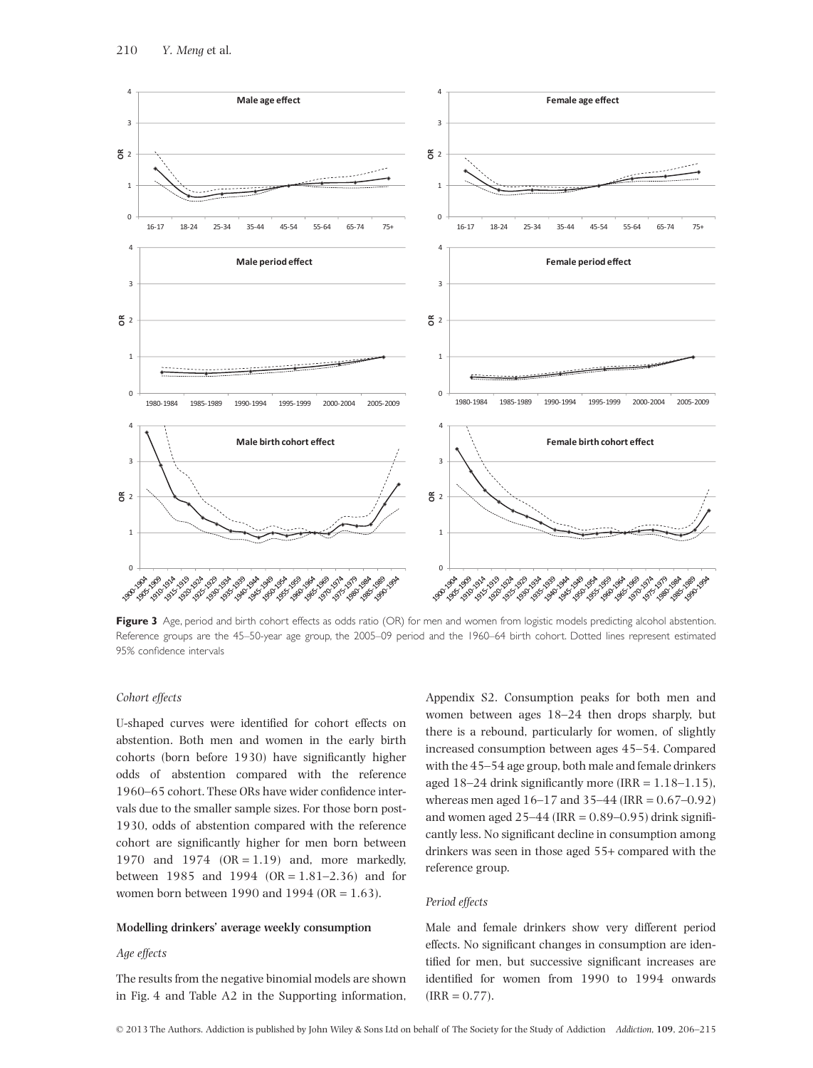**Figure 3** Age, period and birth cohort effects as odds ratio (OR) for men and women from logistic models predicting alcohol abstention. Reference groups are the 45–50-year age group, the 2005–09 period and the 1960–64 birth cohort. Dotted lines represent estimated 95% confidence intervals

*Cohort effects*

U-shaped curves were identified for cohort effects on abstention. Both men and women in the early birth cohorts (born before 1930) have significantly higher odds of abstention compared with the reference 1960–65 cohort. These ORs have wider confidence intervals due to the smaller sample sizes. For those born post-1930, odds of abstention compared with the reference cohort are significantly higher for men born between 1970 and 1974 (OR = 1.19) and, more markedly, between 1985 and 1994 (OR = 1.81–2.36) and for women born between 1990 and 1994 (OR = 1.63).

**Modelling drinkers' average weekly consumption**

*Age effects*

The results from the negative binomial models are shown in Fig. 4 and Table A2 in the Supporting information, Appendix S2. Consumption peaks for both men and women between ages 18–24 then drops sharply, but there is a rebound, particularly for women, of slightly increased consumption between ages 45–54. Compared with the 45–54 age group, both male and female drinkers aged 18–24 drink significantly more (IRR = 1.18–1.15), whereas men aged 16–17 and 35–44 (IRR = 0.67–0.92) and women aged 25–44 (IRR = 0.89–0.95) drink significantly less. No significant decline in consumption among drinkers was seen in those aged 55+ compared with the reference group.

*Period effects*

Male and female drinkers show very different period effects. No significant changes in consumption are identified for men, but successive significant increases are identified for women from 1990 to 1994 onwards (IRR = 0.77).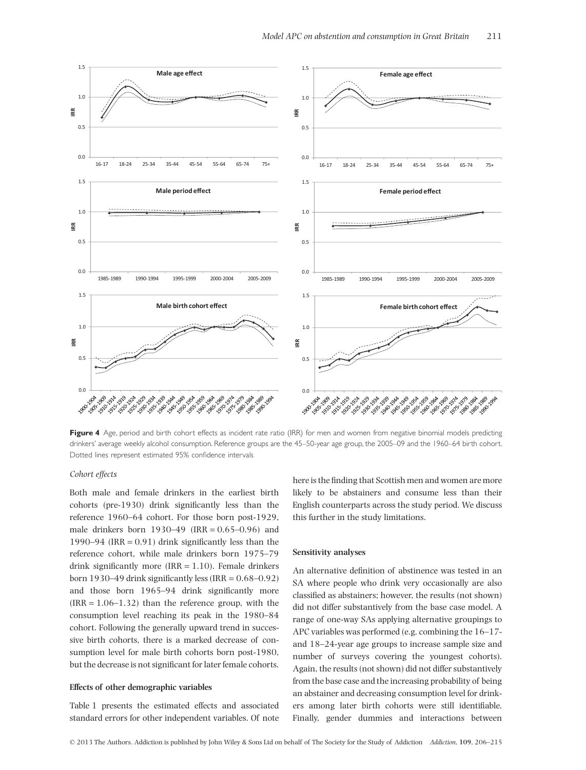Figure 4 Age, period and birth cohort effects as incident rate ratio (IRR) for men and women from negative binomial models predicting drinkers' average weekly alcohol consumption. Reference groups are the 45–50-year age group, the 2005–09 and the 1960–64 birth cohort. Dotted lines represent estimated 95% confidence intervals

*Cohort effects*

Both male and female drinkers in the earliest birth cohorts (pre-1930) drink significantly less than the reference 1960–64 cohort. For those born post-1929, male drinkers born 1930–49 (IRR = 0.65–0.96) and 1990–94 (IRR = 0.91) drink significantly less than the reference cohort, while male drinkers born 1975–79 drink significantly more (IRR = 1.10). Female drinkers born 1930–49 drink significantly less (IRR = 0.68–0.92) and those born 1965–94 drink significantly more (IRR = 1.06–1.32) than the reference group, with the consumption level reaching its peak in the 1980–84 cohort. Following the generally upward trend in successive birth cohorts, there is a marked decrease of consumption level for male birth cohorts born post-1980, but the decrease is not significant for later female cohorts.

### Effects of other demographic variables

Table 1 presents the estimated effects and associated standard errors for other independent variables. Of note here is the finding that Scottish men and women are more likely to be abstainers and consume less than their English counterparts across the study period. We discuss this further in the study limitations.

### Sensitivity analyses

An alternative definition of abstinence was tested in an SA where people who drink very occasionally are also classified as abstainers; however, the results (not shown) did not differ substantively from the base case model. A range of one-way SAs applying alternative groupings to APC variables was performed (e.g. combining the 16–17- and 18–24-year age groups to increase sample size and number of surveys covering the youngest cohorts). Again, the results (not shown) did not differ substantively from the base case and the increasing probability of being an abstainer and decreasing consumption level for drinkers among later birth cohorts were still identifiable. Finally, gender dummies and interactions between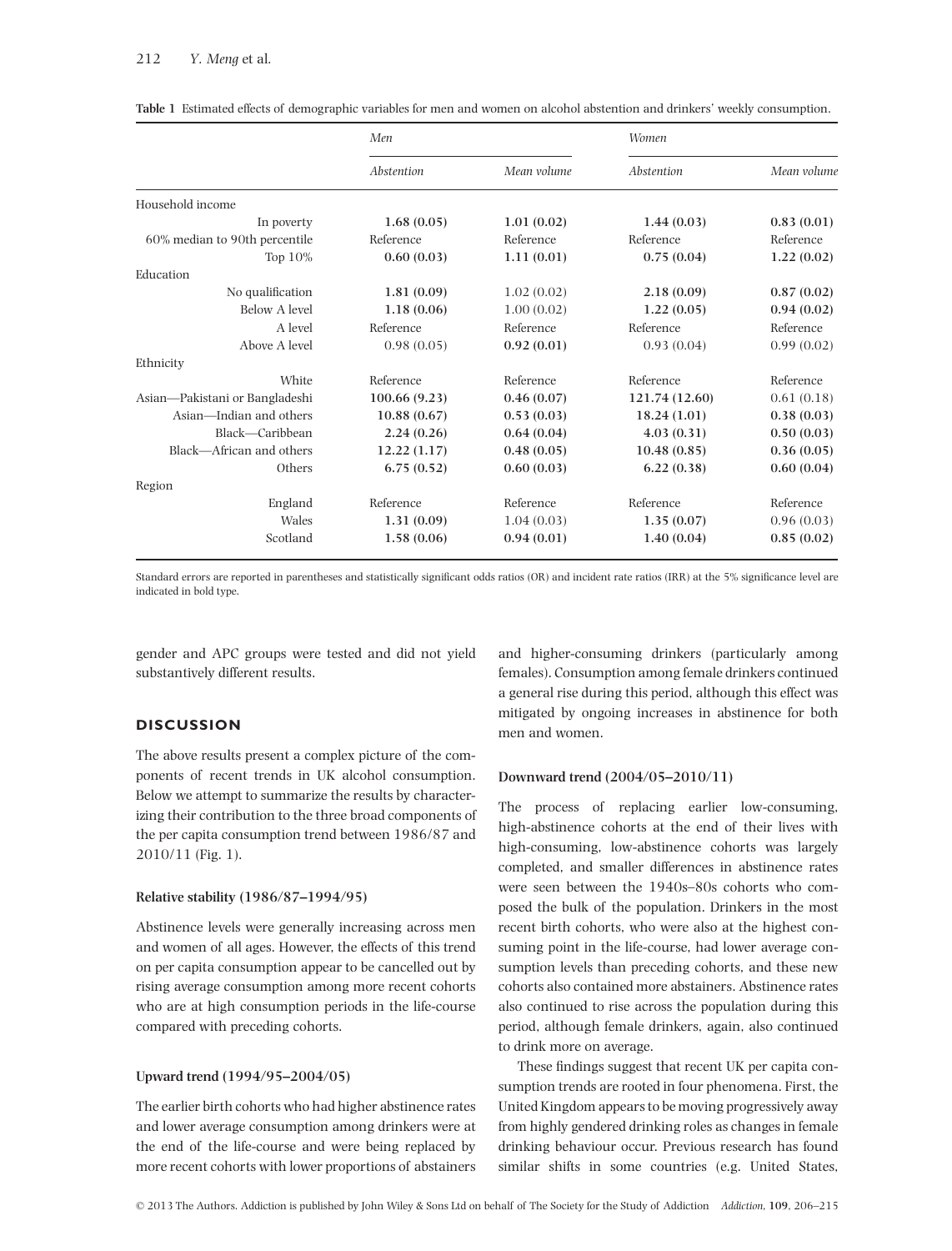**Table 1** Estimated effects of demographic variables for men and women on alcohol abstention and drinkers' weekly consumption.

| | *Men* | | *Women* | |
|---|---|---|---|---|
| | *Abstention* | *Mean volume* | *Abstention* | *Mean volume* |
| Household income | | | | |
| In poverty | **1.68 (0.05)** | **1.01 (0.02)** | **1.44 (0.03)** | **0.83 (0.01)** |
| 60% median to 90th percentile | Reference | Reference | Reference | Reference |
| Top 10% | **0.60 (0.03)** | **1.11 (0.01)** | **0.75 (0.04)** | **1.22 (0.02)** |
| Education | | | | |
| No qualification | **1.81 (0.09)** | 1.02 (0.02) | **2.18 (0.09)** | **0.87 (0.02)** |
| Below A level | **1.18 (0.06)** | 1.00 (0.02) | **1.22 (0.05)** | **0.94 (0.02)** |
| A level | Reference | Reference | Reference | Reference |
| Above A level | 0.98 (0.05) | **0.92 (0.01)** | 0.93 (0.04) | 0.99 (0.02) |
| Ethnicity | | | | |
| White | Reference | Reference | Reference | Reference |
| Asian—Pakistani or Bangladeshi | **100.66 (9.23)** | **0.46 (0.07)** | **121.74 (12.60)** | 0.61 (0.18) |
| Asian—Indian and others | **10.88 (0.67)** | **0.53 (0.03)** | **18.24 (1.01)** | **0.38 (0.03)** |
| Black—Caribbean | **2.24 (0.26)** | **0.64 (0.04)** | **4.03 (0.31)** | **0.50 (0.03)** |
| Black—African and others | **12.22 (1.17)** | **0.48 (0.05)** | **10.48 (0.85)** | **0.36 (0.05)** |
| Others | **6.75 (0.52)** | **0.60 (0.03)** | **6.22 (0.38)** | **0.60 (0.04)** |
| Region | | | | |
| England | Reference | Reference | Reference | Reference |
| Wales | **1.31 (0.09)** | 1.04 (0.03) | **1.35 (0.07)** | 0.96 (0.03) |
| Scotland | **1.58 (0.06)** | **0.94 (0.01)** | **1.40 (0.04)** | **0.85 (0.02)** |

Standard errors are reported in parentheses and statistically significant odds ratios (OR) and incident rate ratios (IRR) at the 5% significance level are indicated in bold type.

gender and APC groups were tested and did not yield substantively different results.

## DISCUSSION

The above results present a complex picture of the components of recent trends in UK alcohol consumption. Below we attempt to summarize the results by characterizing their contribution to the three broad components of the per capita consumption trend between 1986/87 and 2010/11 (Fig. 1).

### Relative stability (1986/87–1994/95)

Abstinence levels were generally increasing across men and women of all ages. However, the effects of this trend on per capita consumption appear to be cancelled out by rising average consumption among more recent cohorts who are at high consumption periods in the life-course compared with preceding cohorts.

### Upward trend (1994/95–2004/05)

The earlier birth cohorts who had higher abstinence rates and lower average consumption among drinkers were at the end of the life-course and were being replaced by more recent cohorts with lower proportions of abstainers and higher-consuming drinkers (particularly among females). Consumption among female drinkers continued a general rise during this period, although this effect was mitigated by ongoing increases in abstinence for both men and women.

### Downward trend (2004/05–2010/11)

The process of replacing earlier low-consuming, high-abstinence cohorts at the end of their lives with high-consuming, low-abstinence cohorts was largely completed, and smaller differences in abstinence rates were seen between the 1940s–80s cohorts who composed the bulk of the population. Drinkers in the most recent birth cohorts, who were also at the highest consuming point in the life-course, had lower average consumption levels than preceding cohorts, and these new cohorts also contained more abstainers. Abstinence rates also continued to rise across the population during this period, although female drinkers, again, also continued to drink more on average.

These findings suggest that recent UK per capita consumption trends are rooted in four phenomena. First, the United Kingdom appears to be moving progressively away from highly gendered drinking roles as changes in female drinking behaviour occur. Previous research has found similar shifts in some countries (e.g. United States,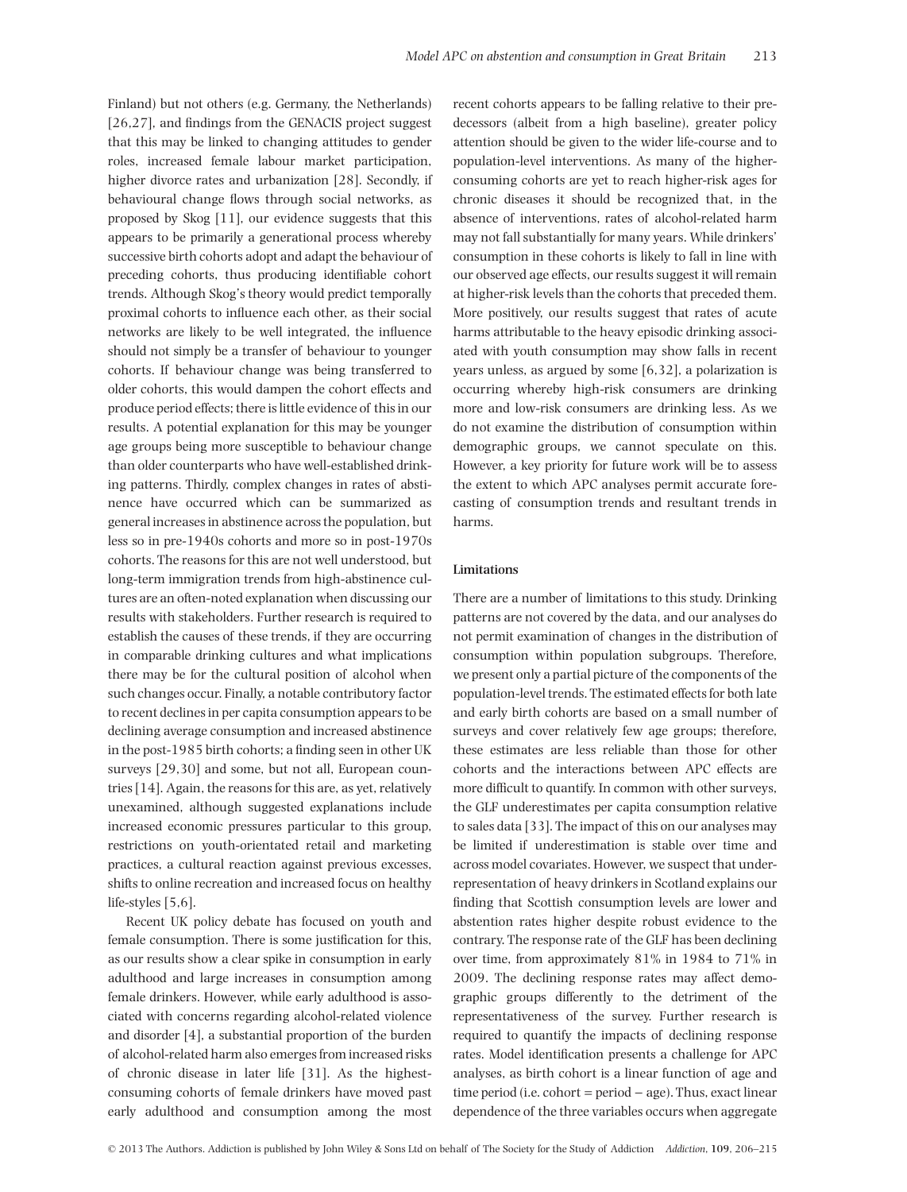Finland) but not others (e.g. Germany, the Netherlands) [26,27], and findings from the GENACIS project suggest that this may be linked to changing attitudes to gender roles, increased female labour market participation, higher divorce rates and urbanization [28]. Secondly, if behavioural change flows through social networks, as proposed by Skog [11], our evidence suggests that this appears to be primarily a generational process whereby successive birth cohorts adopt and adapt the behaviour of preceding cohorts, thus producing identifiable cohort trends. Although Skog's theory would predict temporally proximal cohorts to influence each other, as their social networks are likely to be well integrated, the influence should not simply be a transfer of behaviour to younger cohorts. If behaviour change was being transferred to older cohorts, this would dampen the cohort effects and produce period effects; there is little evidence of this in our results. A potential explanation for this may be younger age groups being more susceptible to behaviour change than older counterparts who have well-established drinking patterns. Thirdly, complex changes in rates of abstinence have occurred which can be summarized as general increases in abstinence across the population, but less so in pre-1940s cohorts and more so in post-1970s cohorts. The reasons for this are not well understood, but long-term immigration trends from high-abstinence cultures are an often-noted explanation when discussing our results with stakeholders. Further research is required to establish the causes of these trends, if they are occurring in comparable drinking cultures and what implications there may be for the cultural position of alcohol when such changes occur. Finally, a notable contributory factor to recent declines in per capita consumption appears to be declining average consumption and increased abstinence in the post-1985 birth cohorts; a finding seen in other UK surveys [29,30] and some, but not all, European countries [14]. Again, the reasons for this are, as yet, relatively unexamined, although suggested explanations include increased economic pressures particular to this group, restrictions on youth-orientated retail and marketing practices, a cultural reaction against previous excesses, shifts to online recreation and increased focus on healthy life-styles [5,6].

Recent UK policy debate has focused on youth and female consumption. There is some justification for this, as our results show a clear spike in consumption in early adulthood and large increases in consumption among female drinkers. However, while early adulthood is associated with concerns regarding alcohol-related violence and disorder [4], a substantial proportion of the burden of alcohol-related harm also emerges from increased risks of chronic disease in later life [31]. As the highest-consuming cohorts of female drinkers have moved past early adulthood and consumption among the most recent cohorts appears to be falling relative to their predecessors (albeit from a high baseline), greater policy attention should be given to the wider life-course and to population-level interventions. As many of the higher-consuming cohorts are yet to reach higher-risk ages for chronic diseases it should be recognized that, in the absence of interventions, rates of alcohol-related harm may not fall substantially for many years. While drinkers' consumption in these cohorts is likely to fall in line with our observed age effects, our results suggest it will remain at higher-risk levels than the cohorts that preceded them. More positively, our results suggest that rates of acute harms attributable to the heavy episodic drinking associated with youth consumption may show falls in recent years unless, as argued by some [6,32], a polarization is occurring whereby high-risk consumers are drinking more and low-risk consumers are drinking less. As we do not examine the distribution of consumption within demographic groups, we cannot speculate on this. However, a key priority for future work will be to assess the extent to which APC analyses permit accurate forecasting of consumption trends and resultant trends in harms.

### Limitations

There are a number of limitations to this study. Drinking patterns are not covered by the data, and our analyses do not permit examination of changes in the distribution of consumption within population subgroups. Therefore, we present only a partial picture of the components of the population-level trends. The estimated effects for both late and early birth cohorts are based on a small number of surveys and cover relatively few age groups; therefore, these estimates are less reliable than those for other cohorts and the interactions between APC effects are more difficult to quantify. In common with other surveys, the GLF underestimates per capita consumption relative to sales data [33]. The impact of this on our analyses may be limited if underestimation is stable over time and across model covariates. However, we suspect that under-representation of heavy drinkers in Scotland explains our finding that Scottish consumption levels are lower and abstention rates higher despite robust evidence to the contrary. The response rate of the GLF has been declining over time, from approximately 81% in 1984 to 71% in 2009. The declining response rates may affect demographic groups differently to the detriment of the representativeness of the survey. Further research is required to quantify the impacts of declining response rates. Model identification presents a challenge for APC analyses, as birth cohort is a linear function of age and time period (i.e. cohort = period − age). Thus, exact linear dependence of the three variables occurs when aggregate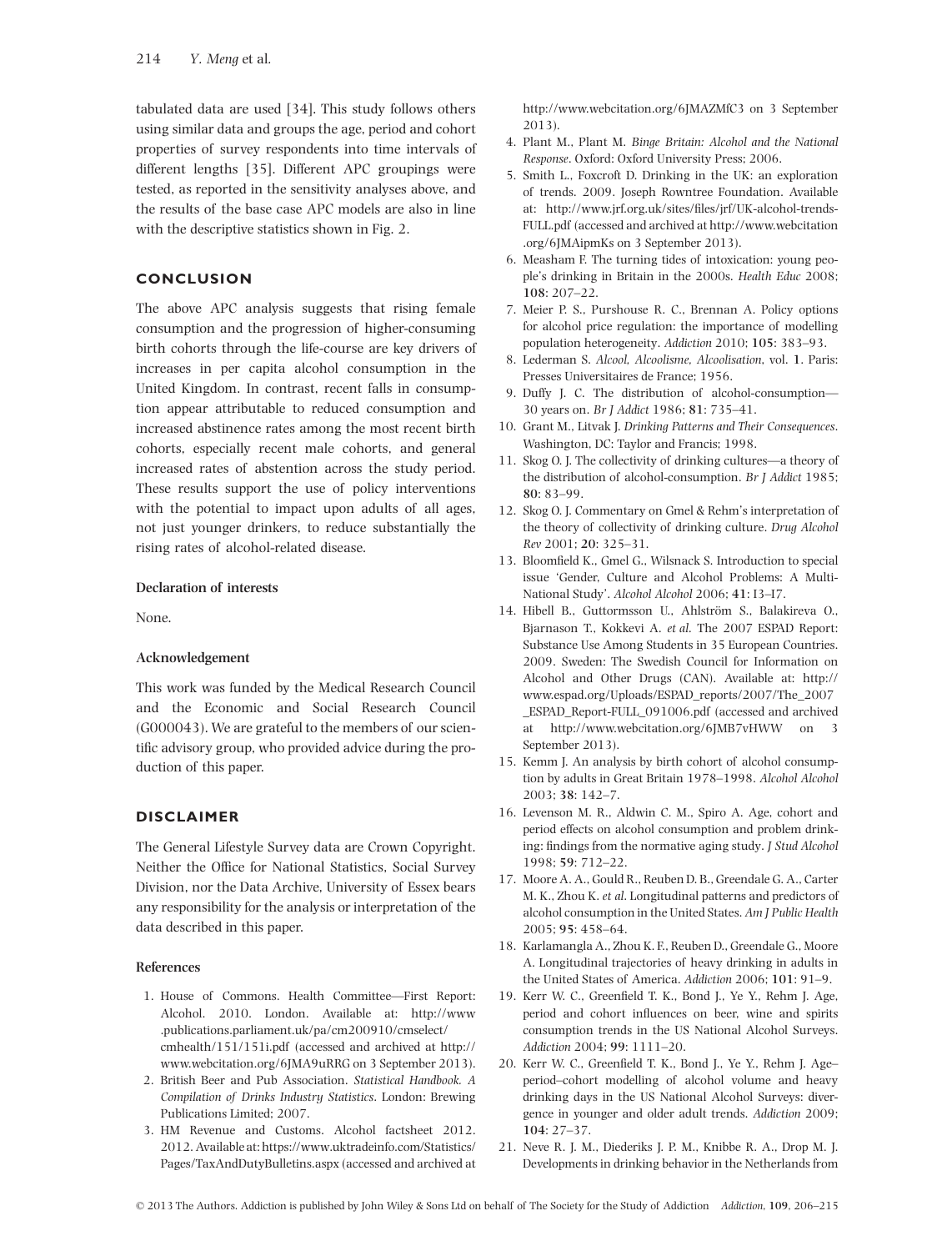tabulated data are used [34]. This study follows others using similar data and groups the age, period and cohort properties of survey respondents into time intervals of different lengths [35]. Different APC groupings were tested, as reported in the sensitivity analyses above, and the results of the base case APC models are also in line with the descriptive statistics shown in Fig. 2.

## CONCLUSION

The above APC analysis suggests that rising female consumption and the progression of higher-consuming birth cohorts through the life-course are key drivers of increases in per capita alcohol consumption in the United Kingdom. In contrast, recent falls in consumption appear attributable to reduced consumption and increased abstinence rates among the most recent birth cohorts, especially recent male cohorts, and general increased rates of abstention across the study period. These results support the use of policy interventions with the potential to impact upon adults of all ages, not just younger drinkers, to reduce substantially the rising rates of alcohol-related disease.

### Declaration of interests

None.

### Acknowledgement

This work was funded by the Medical Research Council and the Economic and Social Research Council (G000043). We are grateful to the members of our scientific advisory group, who provided advice during the production of this paper.

## DISCLAIMER

The General Lifestyle Survey data are Crown Copyright. Neither the Office for National Statistics, Social Survey Division, nor the Data Archive, University of Essex bears any responsibility for the analysis or interpretation of the data described in this paper.

### References

1. House of Commons. Health Committee—First Report: Alcohol. 2010. London. Available at: http://www.publications.parliament.uk/pa/cm200910/cmselect/cmhealth/151/151i.pdf (accessed and archived at http://www.webcitation.org/6JMA9uRRG on 3 September 2013).
2. British Beer and Pub Association. *Statistical Handbook. A Compilation of Drinks Industry Statistics*. London: Brewing Publications Limited; 2007.
3. HM Revenue and Customs. Alcohol factsheet 2012. 2012. Available at: https://www.uktradeinfo.com/Statistics/Pages/TaxAndDutyBulletins.aspx (accessed and archived at http://www.webcitation.org/6JMAZMfC3 on 3 September 2013).
4. Plant M., Plant M. *Binge Britain: Alcohol and the National Response*. Oxford: Oxford University Press; 2006.
5. Smith L., Foxcroft D. Drinking in the UK: an exploration of trends. 2009. Joseph Rowntree Foundation. Available at: http://www.jrf.org.uk/sites/files/jrf/UK-alcohol-trends-FULL.pdf (accessed and archived at http://www.webcitation.org/6JMAipmKs on 3 September 2013).
6. Measham F. The turning tides of intoxication: young people's drinking in Britain in the 2000s. *Health Educ* 2008; **108**: 207–22.
7. Meier P. S., Purshouse R. C., Brennan A. Policy options for alcohol price regulation: the importance of modelling population heterogeneity. *Addiction* 2010; **105**: 383–93.
8. Lederman S. *Alcool, Alcoolisme, Alcoolisation*, vol. **1**. Paris: Presses Universitaires de France; 1956.
9. Duffy J. C. The distribution of alcohol-consumption—30 years on. *Br J Addict* 1986; **81**: 735–41.
10. Grant M., Litvak J. *Drinking Patterns and Their Consequences*. Washington, DC: Taylor and Francis; 1998.
11. Skog O. J. The collectivity of drinking cultures—a theory of the distribution of alcohol-consumption. *Br J Addict* 1985; **80**: 83–99.
12. Skog O. J. Commentary on Gmel & Rehm's interpretation of the theory of collectivity of drinking culture. *Drug Alcohol Rev* 2001; **20**: 325–31.
13. Bloomfield K., Gmel G., Wilsnack S. Introduction to special issue 'Gender, Culture and Alcohol Problems: A Multi-National Study'. *Alcohol Alcohol* 2006; **41**: I3–I7.
14. Hibell B., Guttormsson U., Ahlström S., Balakireva O., Bjarnason T., Kokkevi A. *et al.* The 2007 ESPAD Report: Substance Use Among Students in 35 European Countries. 2009. Sweden: The Swedish Council for Information on Alcohol and Other Drugs (CAN). Available at: http://www.espad.org/Uploads/ESPAD_reports/2007/The_2007_ESPAD_Report-FULL_091006.pdf (accessed and archived at http://www.webcitation.org/6JMB7vHWW on 3 September 2013).
15. Kemm J. An analysis by birth cohort of alcohol consumption by adults in Great Britain 1978–1998. *Alcohol Alcohol* 2003; **38**: 142–7.
16. Levenson M. R., Aldwin C. M., Spiro A. Age, cohort and period effects on alcohol consumption and problem drinking: findings from the normative aging study. *J Stud Alcohol* 1998; **59**: 712–22.
17. Moore A. A., Gould R., Reuben D. B., Greendale G. A., Carter M. K., Zhou K. *et al.* Longitudinal patterns and predictors of alcohol consumption in the United States. *Am J Public Health* 2005; **95**: 458–64.
18. Karlamangla A., Zhou K. F., Reuben D., Greendale G., Moore A. Longitudinal trajectories of heavy drinking in adults in the United States of America. *Addiction* 2006; **101**: 91–9.
19. Kerr W. C., Greenfield T. K., Bond J., Ye Y., Rehm J. Age, period and cohort influences on beer, wine and spirits consumption trends in the US National Alcohol Surveys. *Addiction* 2004; **99**: 1111–20.
20. Kerr W. C., Greenfield T. K., Bond J., Ye Y., Rehm J. Age–period–cohort modelling of alcohol volume and heavy drinking days in the US National Alcohol Surveys: divergence in younger and older adult trends. *Addiction* 2009; **104**: 27–37.
21. Neve R. J. M., Diederiks J. P. M., Knibbe R. A., Drop M. J. Developments in drinking behavior in the Netherlands from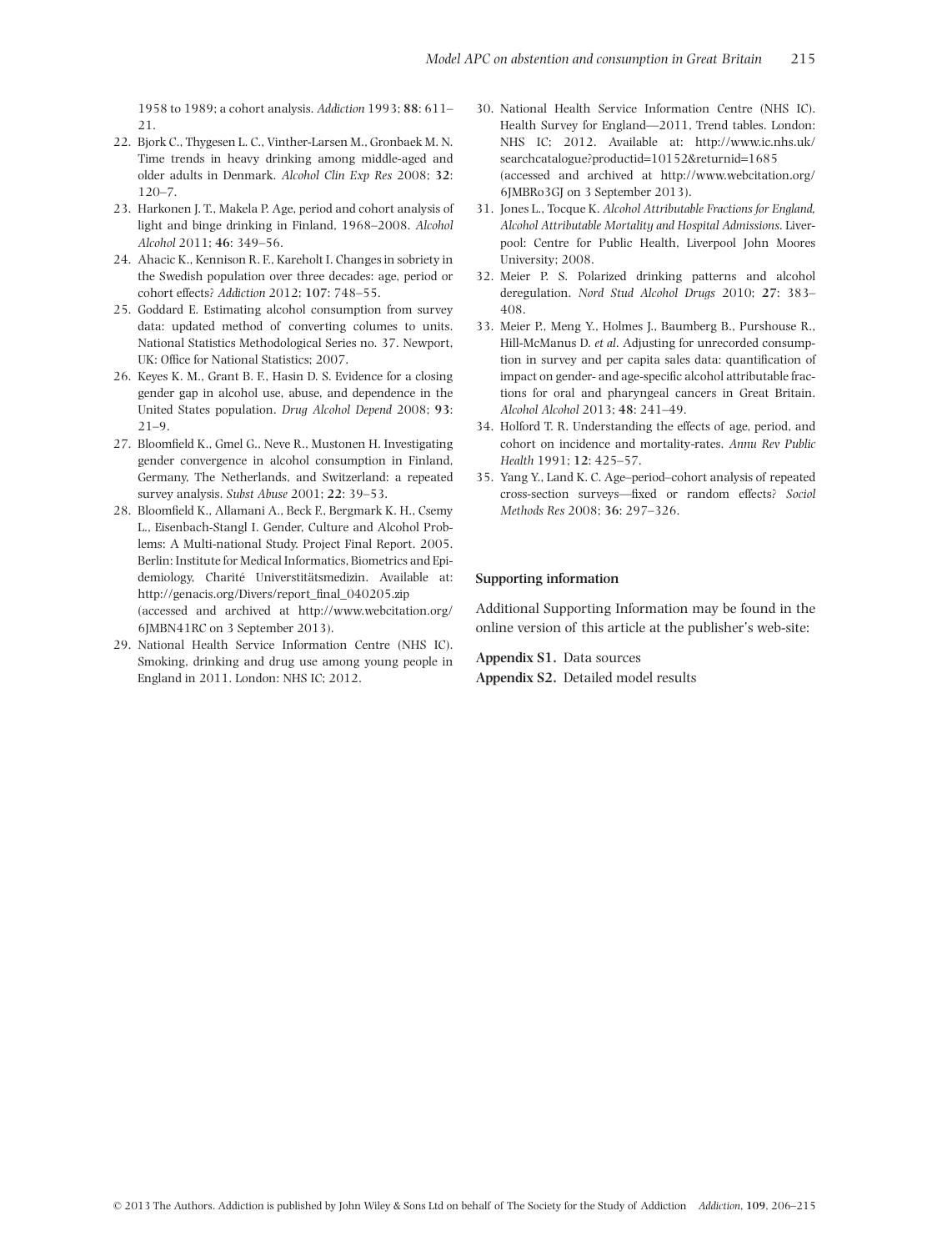1958 to 1989; a cohort analysis. *Addiction* 1993; **88**: 611–21.

22. Bjork C., Thygesen L. C., Vinther-Larsen M., Gronbaek M. N. Time trends in heavy drinking among middle-aged and older adults in Denmark. *Alcohol Clin Exp Res* 2008; **32**: 120–7.
23. Harkonen J. T., Makela P. Age, period and cohort analysis of light and binge drinking in Finland, 1968–2008. *Alcohol Alcohol* 2011; **46**: 349–56.
24. Ahacic K., Kennison R. F., Kareholt I. Changes in sobriety in the Swedish population over three decades: age, period or cohort effects? *Addiction* 2012; **107**: 748–55.
25. Goddard E. Estimating alcohol consumption from survey data: updated method of converting columes to units. National Statistics Methodological Series no. 37. Newport, UK: Office for National Statistics; 2007.
26. Keyes K. M., Grant B. F., Hasin D. S. Evidence for a closing gender gap in alcohol use, abuse, and dependence in the United States population. *Drug Alcohol Depend* 2008; **93**: 21–9.
27. Bloomfield K., Gmel G., Neve R., Mustonen H. Investigating gender convergence in alcohol consumption in Finland, Germany, The Netherlands, and Switzerland: a repeated survey analysis. *Subst Abuse* 2001; **22**: 39–53.
28. Bloomfield K., Allamani A., Beck F., Bergmark K. H., Csemy L., Eisenbach-Stangl I. Gender, Culture and Alcohol Problems: A Multi-national Study. Project Final Report. 2005. Berlin: Institute for Medical Informatics, Biometrics and Epidemiology, Charité Universtitätsmedizin. Available at: http://genacis.org/Divers/report_final_040205.zip (accessed and archived at http://www.webcitation.org/6JMBN41RC on 3 September 2013).
29. National Health Service Information Centre (NHS IC). Smoking, drinking and drug use among young people in England in 2011. London: NHS IC; 2012.
30. National Health Service Information Centre (NHS IC). Health Survey for England—2011, Trend tables. London: NHS IC; 2012. Available at: http://www.ic.nhs.uk/searchcatalogue?productid=10152&returnid=1685 (accessed and archived at http://www.webcitation.org/6JMBRo3GJ on 3 September 2013).
31. Jones L., Tocque K. *Alcohol Attributable Fractions for England, Alcohol Attributable Mortality and Hospital Admissions*. Liverpool: Centre for Public Health, Liverpool John Moores University; 2008.
32. Meier P. S. Polarized drinking patterns and alcohol deregulation. *Nord Stud Alcohol Drugs* 2010; **27**: 383–408.
33. Meier P., Meng Y., Holmes J., Baumberg B., Purshouse R., Hill-McManus D. *et al*. Adjusting for unrecorded consumption in survey and per capita sales data: quantification of impact on gender- and age-specific alcohol attributable fractions for oral and pharyngeal cancers in Great Britain. *Alcohol Alcohol* 2013; **48**: 241–49.
34. Holford T. R. Understanding the effects of age, period, and cohort on incidence and mortality-rates. *Annu Rev Public Health* 1991; **12**: 425–57.
35. Yang Y., Land K. C. Age–period–cohort analysis of repeated cross-section surveys—fixed or random effects? *Sociol Methods Res* 2008; **36**: 297–326.

### Supporting information

Additional Supporting Information may be found in the online version of this article at the publisher's web-site:

**Appendix S1.** Data sources
**Appendix S2.** Detailed model results